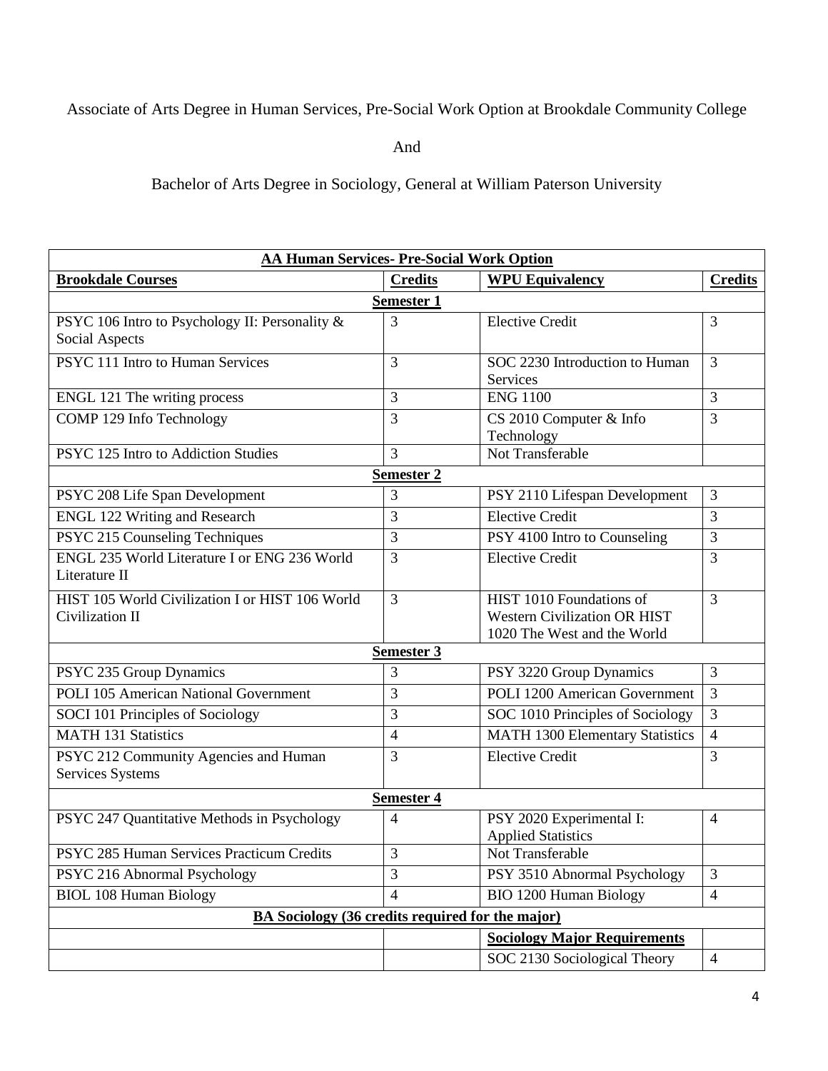Associate of Arts Degree in Human Services, Pre-Social Work Option at Brookdale Community College

And

Bachelor of Arts Degree in Sociology, General at William Paterson University

| **AA Human Services- Pre-Social Work Option** | | | |
|---|---|---|---|
| **Brookdale Courses** | **Credits** | **WPU Equivalency** | **Credits** |
| **Semester 1** | | | |
| PSYC 106 Intro to Psychology II: Personality & Social Aspects | 3 | Elective Credit | 3 |
| PSYC 111 Intro to Human Services | 3 | SOC 2230 Introduction to Human Services | 3 |
| ENGL 121 The writing process | 3 | ENG 1100 | 3 |
| COMP 129 Info Technology | 3 | CS 2010 Computer & Info Technology | 3 |
| PSYC 125 Intro to Addiction Studies | 3 | Not Transferable | |
| **Semester 2** | | | |
| PSYC 208 Life Span Development | 3 | PSY 2110 Lifespan Development | 3 |
| ENGL 122 Writing and Research | 3 | Elective Credit | 3 |
| PSYC 215 Counseling Techniques | 3 | PSY 4100 Intro to Counseling | 3 |
| ENGL 235 World Literature I or ENG 236 World Literature II | 3 | Elective Credit | 3 |
| HIST 105 World Civilization I or HIST 106 World Civilization II | 3 | HIST 1010 Foundations of Western Civilization OR HIST 1020 The West and the World | 3 |
| **Semester 3** | | | |
| PSYC 235 Group Dynamics | 3 | PSY 3220 Group Dynamics | 3 |
| POLI 105 American National Government | 3 | POLI 1200 American Government | 3 |
| SOCI 101 Principles of Sociology | 3 | SOC 1010 Principles of Sociology | 3 |
| MATH 131 Statistics | 4 | MATH 1300 Elementary Statistics | 4 |
| PSYC 212 Community Agencies and Human Services Systems | 3 | Elective Credit | 3 |
| **Semester 4** | | | |
| PSYC 247 Quantitative Methods in Psychology | 4 | PSY 2020 Experimental I: Applied Statistics | 4 |
| PSYC 285 Human Services Practicum Credits | 3 | Not Transferable | |
| PSYC 216 Abnormal Psychology | 3 | PSY 3510 Abnormal Psychology | 3 |
| BIOL 108 Human Biology | 4 | BIO 1200 Human Biology | 4 |
| **BA Sociology (36 credits required for the major)** | | | |
| | | **Sociology Major Requirements** | |
| | | SOC 2130 Sociological Theory | 4 |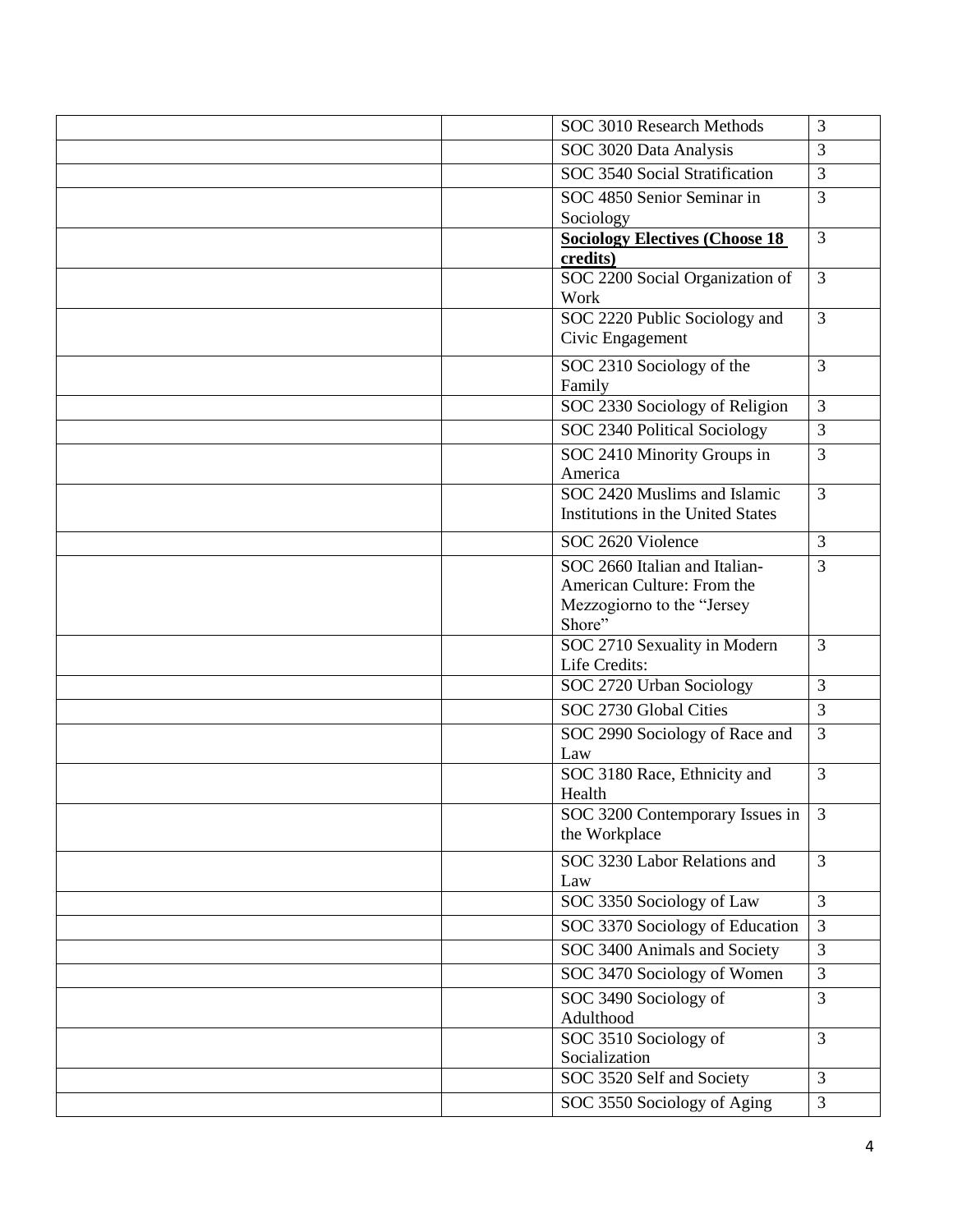| | | | |
|---|---|---|---|
| | | SOC 3010 Research Methods | 3 |
| | | SOC 3020 Data Analysis | 3 |
| | | SOC 3540 Social Stratification | 3 |
| | | SOC 4850 Senior Seminar in Sociology | 3 |
| | | **Sociology Electives (Choose 18 credits)** | 3 |
| | | SOC 2200 Social Organization of Work | 3 |
| | | SOC 2220 Public Sociology and Civic Engagement | 3 |
| | | SOC 2310 Sociology of the Family | 3 |
| | | SOC 2330 Sociology of Religion | 3 |
| | | SOC 2340 Political Sociology | 3 |
| | | SOC 2410 Minority Groups in America | 3 |
| | | SOC 2420 Muslims and Islamic Institutions in the United States | 3 |
| | | SOC 2620 Violence | 3 |
| | | SOC 2660 Italian and Italian-American Culture: From the Mezzogiorno to the "Jersey Shore" | 3 |
| | | SOC 2710 Sexuality in Modern Life Credits: | 3 |
| | | SOC 2720 Urban Sociology | 3 |
| | | SOC 2730 Global Cities | 3 |
| | | SOC 2990 Sociology of Race and Law | 3 |
| | | SOC 3180 Race, Ethnicity and Health | 3 |
| | | SOC 3200 Contemporary Issues in the Workplace | 3 |
| | | SOC 3230 Labor Relations and Law | 3 |
| | | SOC 3350 Sociology of Law | 3 |
| | | SOC 3370 Sociology of Education | 3 |
| | | SOC 3400 Animals and Society | 3 |
| | | SOC 3470 Sociology of Women | 3 |
| | | SOC 3490 Sociology of Adulthood | 3 |
| | | SOC 3510 Sociology of Socialization | 3 |
| | | SOC 3520 Self and Society | 3 |
| | | SOC 3550 Sociology of Aging | 3 |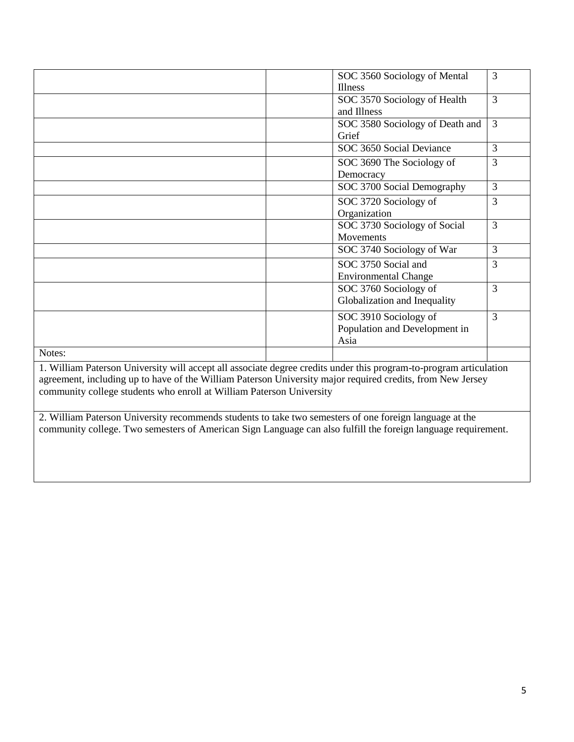| | | | |
|---|---|---|---|
| | | SOC 3560 Sociology of Mental Illness | 3 |
| | | SOC 3570 Sociology of Health and Illness | 3 |
| | | SOC 3580 Sociology of Death and Grief | 3 |
| | | SOC 3650 Social Deviance | 3 |
| | | SOC 3690 The Sociology of Democracy | 3 |
| | | SOC 3700 Social Demography | 3 |
| | | SOC 3720 Sociology of Organization | 3 |
| | | SOC 3730 Sociology of Social Movements | 3 |
| | | SOC 3740 Sociology of War | 3 |
| | | SOC 3750 Social and Environmental Change | 3 |
| | | SOC 3760 Sociology of Globalization and Inequality | 3 |
| | | SOC 3910 Sociology of Population and Development in Asia | 3 |
| Notes: | | | |

1. William Paterson University will accept all associate degree credits under this program-to-program articulation agreement, including up to have of the William Paterson University major required credits, from New Jersey community college students who enroll at William Paterson University

2. William Paterson University recommends students to take two semesters of one foreign language at the community college. Two semesters of American Sign Language can also fulfill the foreign language requirement.